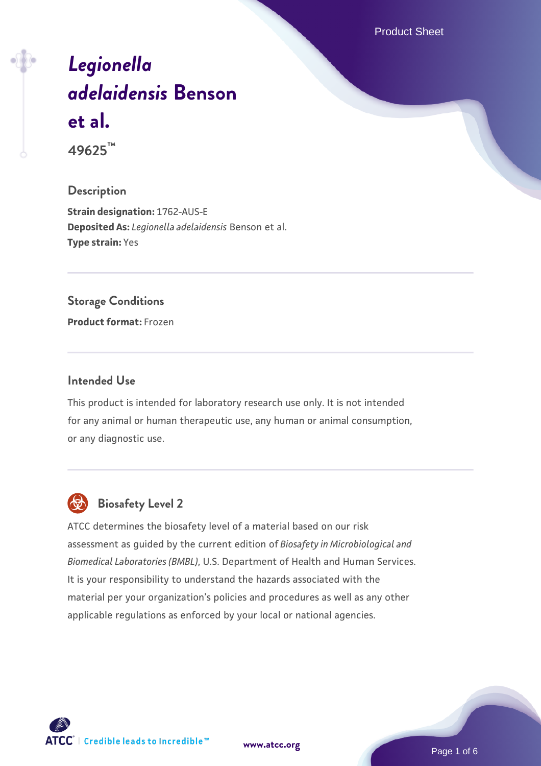# *Legionella adelaidensis* Benson et al.

**49625™**

## Description

**Strain designation:** 1762-AUS-E
**Deposited As:** *Legionella adelaidensis* Benson et al.
**Type strain:** Yes

## Storage Conditions

**Product format:** Frozen

## Intended Use

This product is intended for laboratory research use only. It is not intended for any animal or human therapeutic use, any human or animal consumption, or any diagnostic use.

## Biosafety Level 2

ATCC determines the biosafety level of a material based on our risk assessment as guided by the current edition of *Biosafety in Microbiological and Biomedical Laboratories (BMBL)*, U.S. Department of Health and Human Services. It is your responsibility to understand the hazards associated with the material per your organization's policies and procedures as well as any other applicable regulations as enforced by your local or national agencies.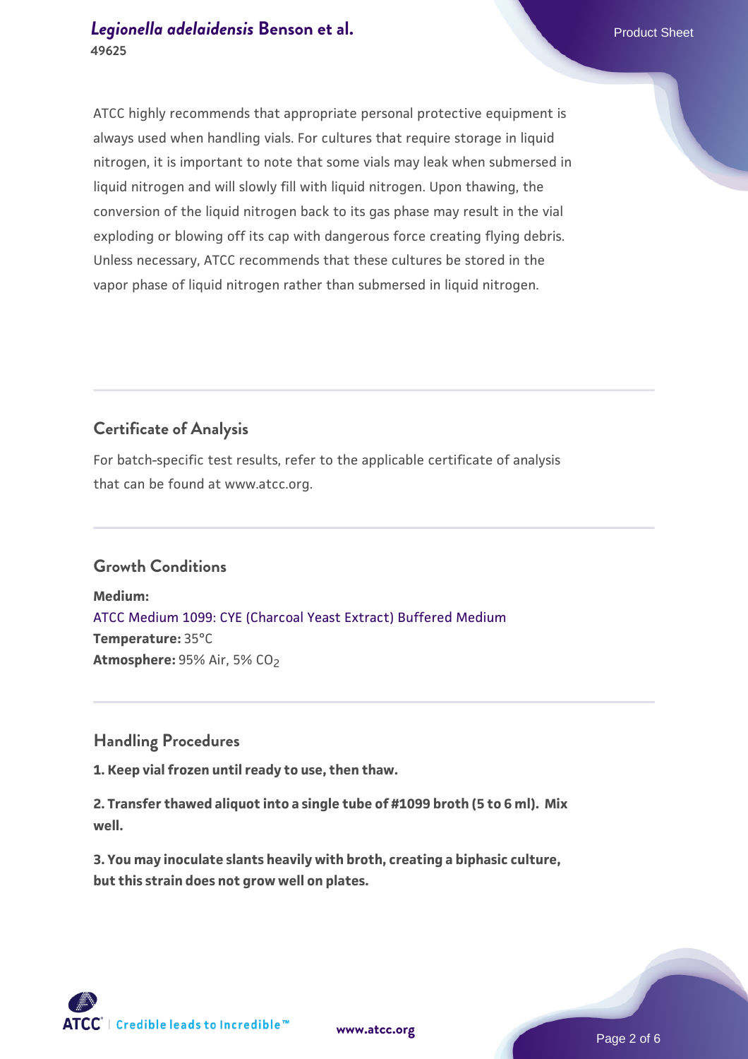ATCC highly recommends that appropriate personal protective equipment is always used when handling vials. For cultures that require storage in liquid nitrogen, it is important to note that some vials may leak when submersed in liquid nitrogen and will slowly fill with liquid nitrogen. Upon thawing, the conversion of the liquid nitrogen back to its gas phase may result in the vial exploding or blowing off its cap with dangerous force creating flying debris. Unless necessary, ATCC recommends that these cultures be stored in the vapor phase of liquid nitrogen rather than submersed in liquid nitrogen.

## Certificate of Analysis

For batch-specific test results, refer to the applicable certificate of analysis that can be found at www.atcc.org.

## Growth Conditions

**Medium:**
ATCC Medium 1099: CYE (Charcoal Yeast Extract) Buffered Medium
**Temperature:** 35°C
**Atmosphere:** 95% Air, 5% $CO_2$

## Handling Procedures

**1. Keep vial frozen until ready to use, then thaw.**

**2. Transfer thawed aliquot into a single tube of #1099 broth (5 to 6 ml). Mix well.**

**3. You may inoculate slants heavily with broth, creating a biphasic culture, but this strain does not grow well on plates.**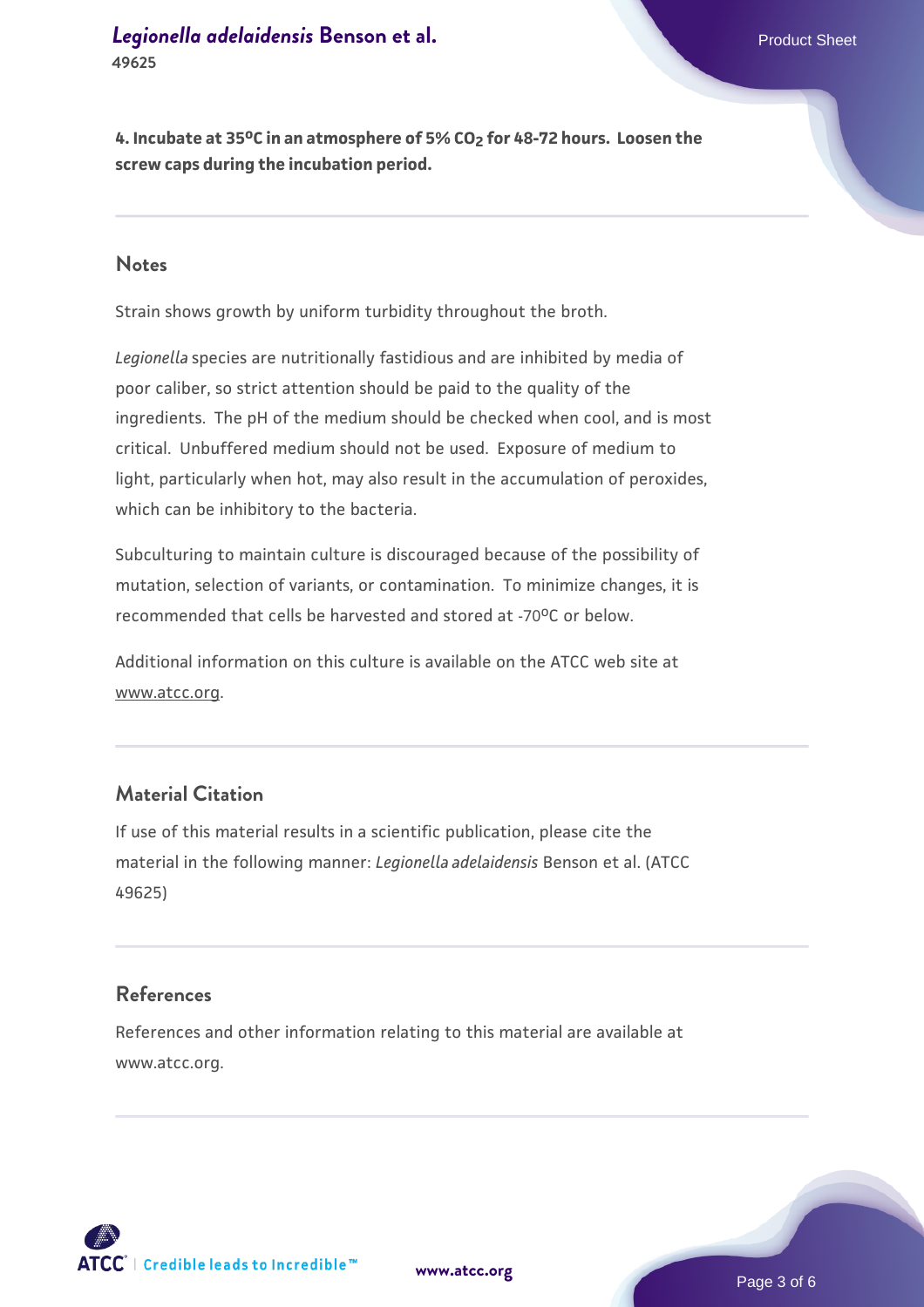**4. Incubate at 35°C in an atmosphere of 5% $CO_2$ for 48-72 hours. Loosen the screw caps during the incubation period.**

## Notes

Strain shows growth by uniform turbidity throughout the broth.

*Legionella* species are nutritionally fastidious and are inhibited by media of poor caliber, so strict attention should be paid to the quality of the ingredients. The pH of the medium should be checked when cool, and is most critical. Unbuffered medium should not be used. Exposure of medium to light, particularly when hot, may also result in the accumulation of peroxides, which can be inhibitory to the bacteria.

Subculturing to maintain culture is discouraged because of the possibility of mutation, selection of variants, or contamination. To minimize changes, it is recommended that cells be harvested and stored at -70°C or below.

Additional information on this culture is available on the ATCC web site at www.atcc.org.

## Material Citation

If use of this material results in a scientific publication, please cite the material in the following manner: *Legionella adelaidensis* Benson et al. (ATCC 49625)

## References

References and other information relating to this material are available at www.atcc.org.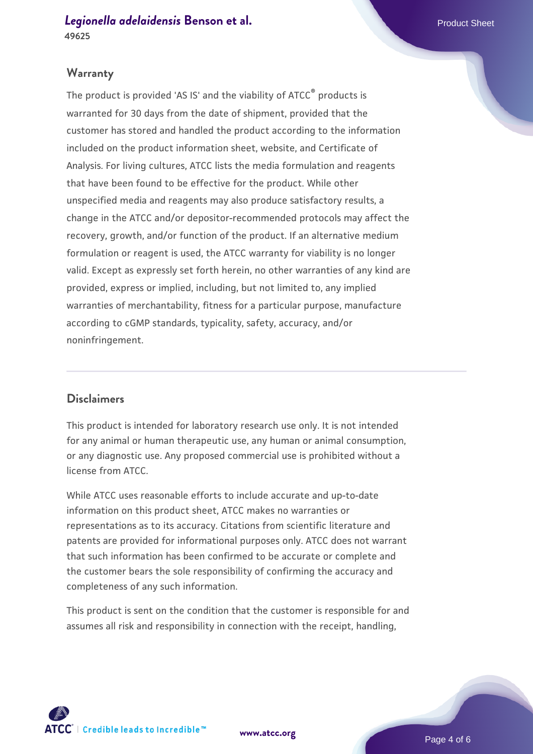## Warranty

The product is provided 'AS IS' and the viability of ATCC® products is warranted for 30 days from the date of shipment, provided that the customer has stored and handled the product according to the information included on the product information sheet, website, and Certificate of Analysis. For living cultures, ATCC lists the media formulation and reagents that have been found to be effective for the product. While other unspecified media and reagents may also produce satisfactory results, a change in the ATCC and/or depositor-recommended protocols may affect the recovery, growth, and/or function of the product. If an alternative medium formulation or reagent is used, the ATCC warranty for viability is no longer valid. Except as expressly set forth herein, no other warranties of any kind are provided, express or implied, including, but not limited to, any implied warranties of merchantability, fitness for a particular purpose, manufacture according to cGMP standards, typicality, safety, accuracy, and/or noninfringement.

## Disclaimers

This product is intended for laboratory research use only. It is not intended for any animal or human therapeutic use, any human or animal consumption, or any diagnostic use. Any proposed commercial use is prohibited without a license from ATCC.

While ATCC uses reasonable efforts to include accurate and up-to-date information on this product sheet, ATCC makes no warranties or representations as to its accuracy. Citations from scientific literature and patents are provided for informational purposes only. ATCC does not warrant that such information has been confirmed to be accurate or complete and the customer bears the sole responsibility of confirming the accuracy and completeness of any such information.

This product is sent on the condition that the customer is responsible for and assumes all risk and responsibility in connection with the receipt, handling,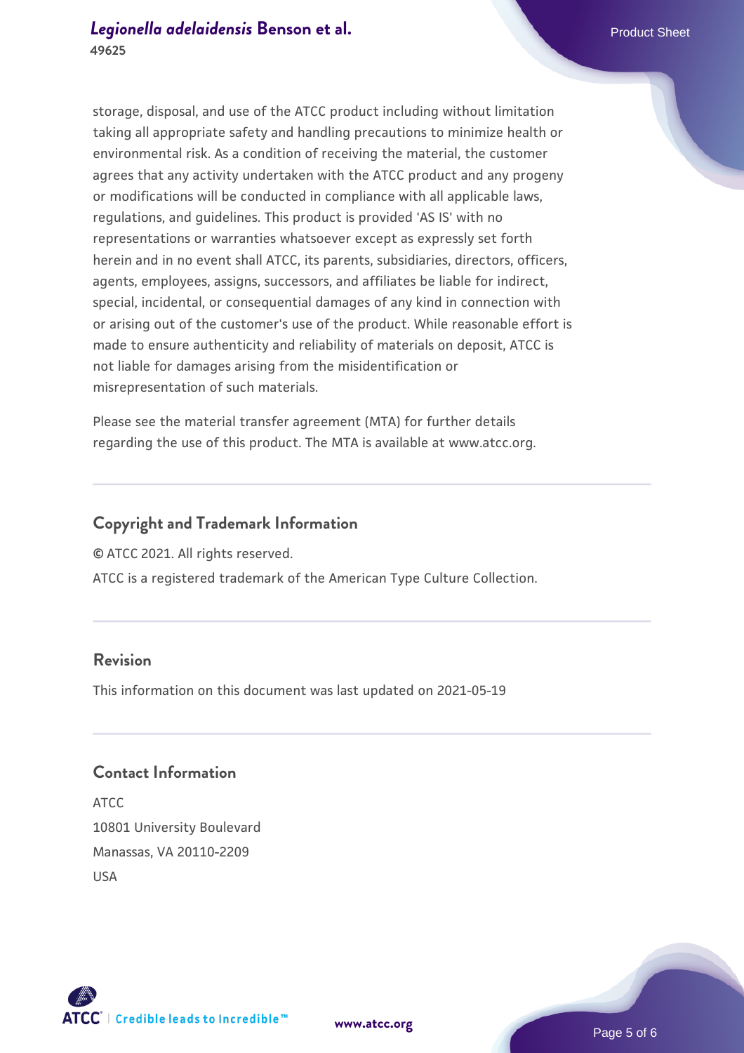storage, disposal, and use of the ATCC product including without limitation taking all appropriate safety and handling precautions to minimize health or environmental risk. As a condition of receiving the material, the customer agrees that any activity undertaken with the ATCC product and any progeny or modifications will be conducted in compliance with all applicable laws, regulations, and guidelines. This product is provided 'AS IS' with no representations or warranties whatsoever except as expressly set forth herein and in no event shall ATCC, its parents, subsidiaries, directors, officers, agents, employees, assigns, successors, and affiliates be liable for indirect, special, incidental, or consequential damages of any kind in connection with or arising out of the customer's use of the product. While reasonable effort is made to ensure authenticity and reliability of materials on deposit, ATCC is not liable for damages arising from the misidentification or misrepresentation of such materials.

Please see the material transfer agreement (MTA) for further details regarding the use of this product. The MTA is available at www.atcc.org.

## Copyright and Trademark Information

© ATCC 2021. All rights reserved.

ATCC is a registered trademark of the American Type Culture Collection.

## Revision

This information on this document was last updated on 2021-05-19

## Contact Information

ATCC
10801 University Boulevard
Manassas, VA 20110-2209
USA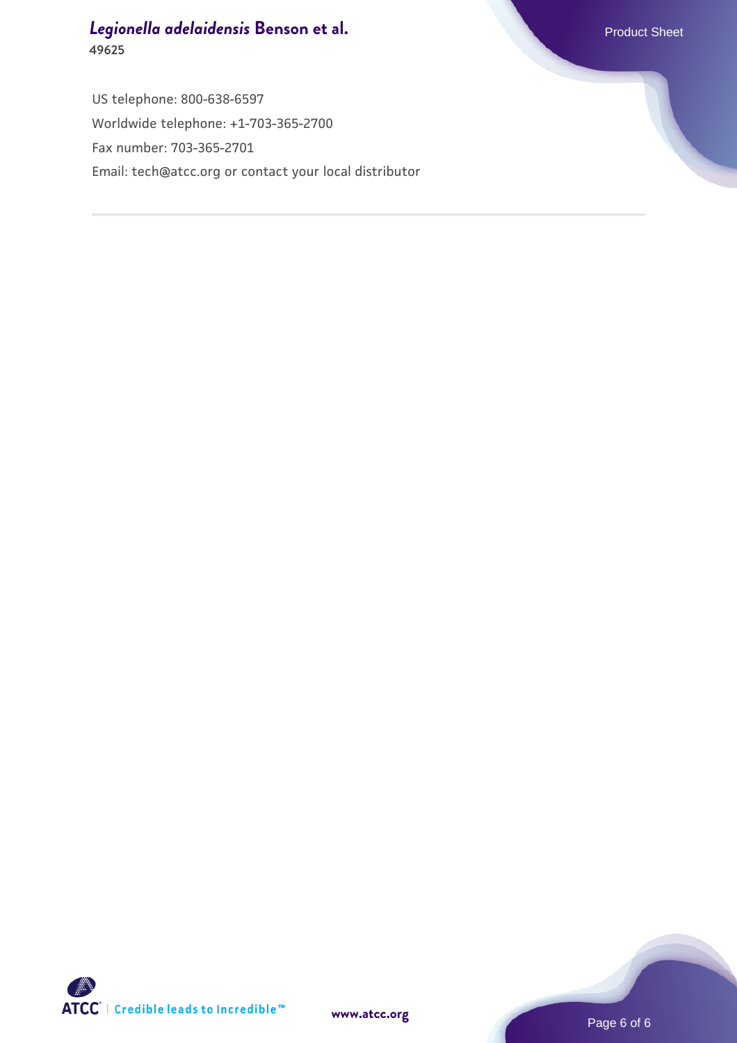US telephone: 800-638-6597

Worldwide telephone: +1-703-365-2700

Fax number: 703-365-2701

Email: tech@atcc.org or contact your local distributor